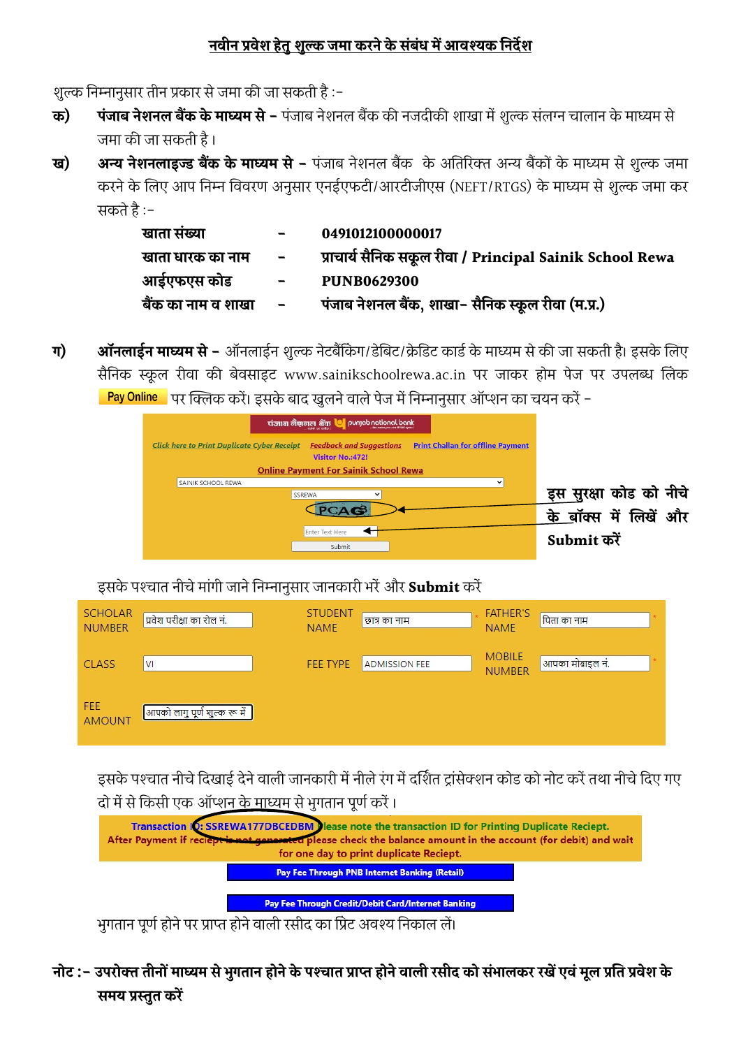# नवीन प्रवेश हेतु शुल्क जमा करने के संबंध में आवश्यक निर्देश

शुल्क निम्नानुसार तीन प्रकार से जमा की जा सकती है :-

**क)** **पंजाब नेशनल बैंक के माध्यम से –** पंजाब नेशनल बैंक की नजदीकी शाखा में शुल्क संलग्न चालान के माध्यम से जमा की जा सकती है।

**ख)** **अन्य नेशनलाइज्ड बैंक के माध्यम से –** पंजाब नेशनल बैंक के अतिरिक्त अन्य बैंकों के माध्यम से शुल्क जमा करने के लिए आप निम्न विवरण अनुसार एनईएफटी/आरटीजीएस (NEFT/RTGS) के माध्यम से शुल्क जमा कर सकते है :-

| | | |
|---|---|---|
| **खाता संख्या** | – | **0491012100000017** |
| **खाता धारक का नाम** | – | **प्राचार्य सैनिक स्कूल रीवा / Principal Sainik School Rewa** |
| **आईएफएस कोड** | – | **PUNB0629300** |
| **बैंक का नाम व शाखा** | – | **पंजाब नेशनल बैंक, शाखा- सैनिक स्कूल रीवा (म.प्र.)** |

**ग)** **ऑनलाईन माध्यम से –** ऑनलाईन शुल्क नेटबैंकिंग/डेबिट/क्रेडिट कार्ड के माध्यम से की जा सकती है। इसके लिए सैनिक स्कूल रीवा की बेवसाइट www.sainikschoolrewa.ac.in पर जाकर होम पेज पर उपलब्ध लिंक **Pay Online** पर क्लिक करें। इसके बाद खुलने वाले पेज में निम्नानुसार ऑप्शन का चयन करें –

पंजाब नैशनल बैंक punjab national bank

*Click here to Print Duplicate Cyber Receipt* | *Feedback and Suggestions* | *Print Challan for offline Payment*

Visitor No.:4721

Online Payment For Sainik School Rewa

SAINIK SCHOOL REWA

SSREWA

PCAG

Enter Text Here

Submit

**इस सुरक्षा कोड को नीचे के बॉक्स में लिखें और Submit करें**

इसके पश्चात नीचे मांगी जाने निम्नानुसार जानकारी भरें और **Submit** करें

| | | | | | |
|---|---|---|---|---|---|
| SCHOLAR NUMBER | प्रवेश परीक्षा का रोल नं. | STUDENT NAME | छात्र का नाम * | FATHER'S NAME | पिता का नाम * |
| CLASS | VI | FEE TYPE | ADMISSION FEE | MOBILE NUMBER | आपका मोबाइल नं. * |
| FEE AMOUNT | आपको लागू पूर्ण शुल्क रू में | | | | |

इसके पश्चात नीचे दिखाई देने वाली जानकारी में नीले रंग में दर्शित ट्रांसेक्शन कोड को नोट करें तथा नीचे दिए गए दो में से किसी एक ऑप्शन के माध्यम से भुगतान पूर्ण करें।

Transaction ID: SSREWA177DBCEDBM Please note the transaction ID for Printing Duplicate Reciept.
After Payment if reciept is not generated please check the balance amount in the account (for debit) and wait for one day to print duplicate Reciept.

Pay Fee Through PNB Internet Banking (Retail)

Pay Fee Through Credit/Debit Card/Internet Banking

भुगतान पूर्ण होने पर प्राप्त होने वाली रसीद का प्रिंट अवश्य निकाल लें।

**नोट :- उपरोक्त तीनों माध्यम से भुगतान होने के पश्चात प्राप्त होने वाली रसीद को संभालकर रखें एवं मूल प्रति प्रवेश के समय प्रस्तुत करें**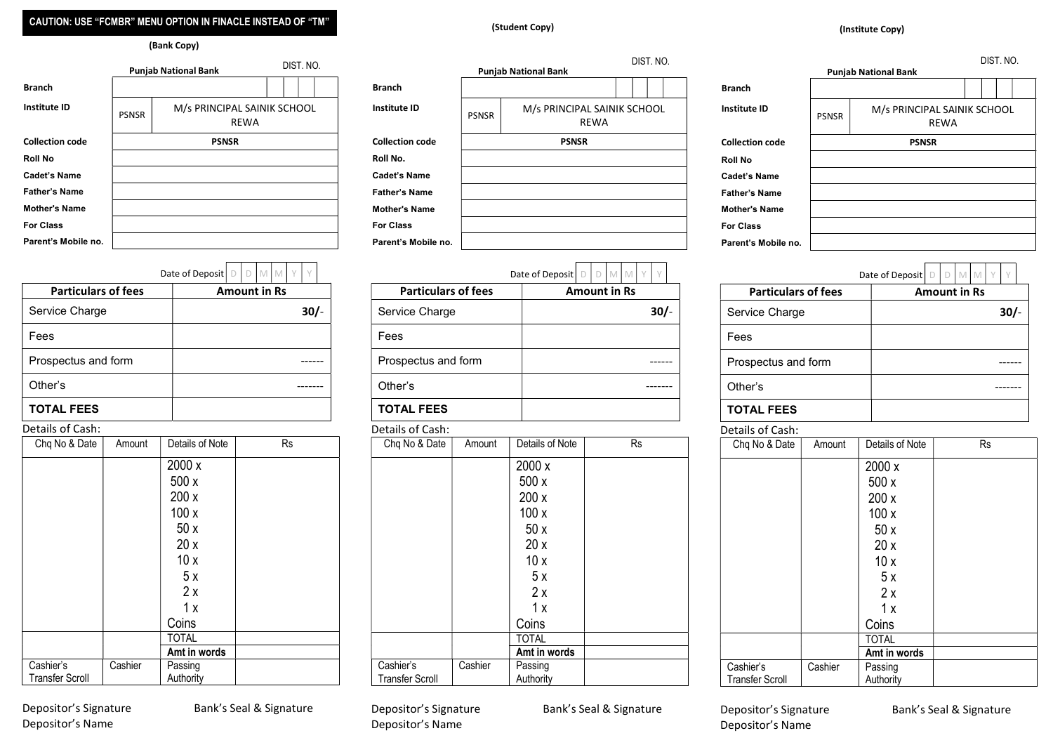**CAUTION: USE "FCMBR" MENU OPTION IN FINACLE INSTEAD OF "TM"**

**(Bank Copy)**

DIST. NO.

| | **Punjab National Bank** | |
|---|---|---|
| **Branch** | | |
| **Institute ID** | PSNSR | M/s PRINCIPAL SAINIK SCHOOL REWA |
| **Collection code** | **PSNSR** | |
| **Roll No** | | |
| **Cadet's Name** | | |
| **Father's Name** | | |
| **Mother's Name** | | |
| **For Class** | | |
| **Parent's Mobile no.** | | |

Date of Deposit D D M M Y Y

| **Particulars of fees** | **Amount in Rs** |
|---|---|
| Service Charge | **30/-** |
| Fees | |
| Prospectus and form | ------ |
| Other's | ------- |
| **TOTAL FEES** | |

Details of Cash:

| Chq No & Date | Amount | Details of Note | Rs |
|---|---|---|---|
| | | 2000 x | |
| | | 500 x | |
| | | 200 x | |
| | | 100 x | |
| | | 50 x | |
| | | 20 x | |
| | | 10 x | |
| | | 5 x | |
| | | 2 x | |
| | | 1 x | |
| | | Coins | |
| | | TOTAL | |
| | | **Amt in words** | |
| Cashier's Transfer Scroll | Cashier | Passing Authority | |

Depositor's Signature

Bank's Seal & Signature

Depositor's Name

**(Student Copy)**

DIST. NO.

| | **Punjab National Bank** | |
|---|---|---|
| **Branch** | | |
| **Institute ID** | PSNSR | M/s PRINCIPAL SAINIK SCHOOL REWA |
| **Collection code** | **PSNSR** | |
| **Roll No.** | | |
| **Cadet's Name** | | |
| **Father's Name** | | |
| **Mother's Name** | | |
| **For Class** | | |
| **Parent's Mobile no.** | | |

Date of Deposit D D M M Y Y

| **Particulars of fees** | **Amount in Rs** |
|---|---|
| Service Charge | **30/-** |
| Fees | |
| Prospectus and form | ------ |
| Other's | ------- |
| **TOTAL FEES** | |

Details of Cash:

| Chq No & Date | Amount | Details of Note | Rs |
|---|---|---|---|
| | | 2000 x | |
| | | 500 x | |
| | | 200 x | |
| | | 100 x | |
| | | 50 x | |
| | | 20 x | |
| | | 10 x | |
| | | 5 x | |
| | | 2 x | |
| | | 1 x | |
| | | Coins | |
| | | TOTAL | |
| | | **Amt in words** | |
| Cashier's Transfer Scroll | Cashier | Passing Authority | |

Depositor's Signature

Bank's Seal & Signature

Depositor's Name

**(Institute Copy)**

DIST. NO.

| | **Punjab National Bank** | |
|---|---|---|
| **Branch** | | |
| **Institute ID** | PSNSR | M/s PRINCIPAL SAINIK SCHOOL REWA |
| **Collection code** | **PSNSR** | |
| **Roll No** | | |
| **Cadet's Name** | | |
| **Father's Name** | | |
| **Mother's Name** | | |
| **For Class** | | |
| **Parent's Mobile no.** | | |

Date of Deposit D D M M Y Y

| **Particulars of fees** | **Amount in Rs** |
|---|---|
| Service Charge | **30/-** |
| Fees | |
| Prospectus and form | ------ |
| Other's | ------- |
| **TOTAL FEES** | |

Details of Cash:

| Chq No & Date | Amount | Details of Note | Rs |
|---|---|---|---|
| | | 2000 x | |
| | | 500 x | |
| | | 200 x | |
| | | 100 x | |
| | | 50 x | |
| | | 20 x | |
| | | 10 x | |
| | | 5 x | |
| | | 2 x | |
| | | 1 x | |
| | | Coins | |
| | | TOTAL | |
| | | **Amt in words** | |
| Cashier's Transfer Scroll | Cashier | Passing Authority | |

Depositor's Signature

Bank's Seal & Signature

Depositor's Name